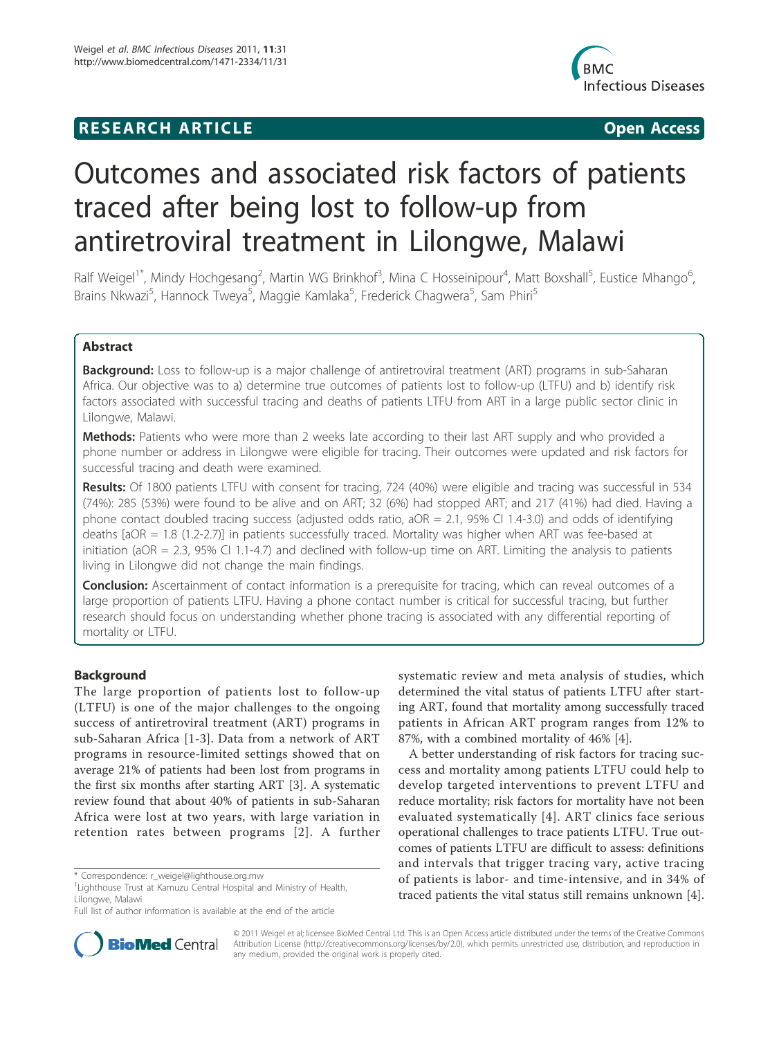**RESEARCH ARTICLE** **Open Access**

# Outcomes and associated risk factors of patients traced after being lost to follow-up from antiretroviral treatment in Lilongwe, Malawi

Ralf Weigel[1*], Mindy Hochgesang[2], Martin WG Brinkhof[3], Mina C Hosseinipour[4], Matt Boxshall[5], Eustice Mhango[6], Brains Nkwazi[5], Hannock Tweya[5], Maggie Kamlaka[5], Frederick Chagwera[5], Sam Phiri[5]

## Abstract

**Background:** Loss to follow-up is a major challenge of antiretroviral treatment (ART) programs in sub-Saharan Africa. Our objective was to a) determine true outcomes of patients lost to follow-up (LTFU) and b) identify risk factors associated with successful tracing and deaths of patients LTFU from ART in a large public sector clinic in Lilongwe, Malawi.

**Methods:** Patients who were more than 2 weeks late according to their last ART supply and who provided a phone number or address in Lilongwe were eligible for tracing. Their outcomes were updated and risk factors for successful tracing and death were examined.

**Results:** Of 1800 patients LTFU with consent for tracing, 724 (40%) were eligible and tracing was successful in 534 (74%): 285 (53%) were found to be alive and on ART; 32 (6%) had stopped ART; and 217 (41%) had died. Having a phone contact doubled tracing success (adjusted odds ratio, aOR = 2.1, 95% CI 1.4-3.0) and odds of identifying deaths [aOR = 1.8 (1.2-2.7)] in patients successfully traced. Mortality was higher when ART was fee-based at initiation (aOR = 2.3, 95% CI 1.1-4.7) and declined with follow-up time on ART. Limiting the analysis to patients living in Lilongwe did not change the main findings.

**Conclusion:** Ascertainment of contact information is a prerequisite for tracing, which can reveal outcomes of a large proportion of patients LTFU. Having a phone contact number is critical for successful tracing, but further research should focus on understanding whether phone tracing is associated with any differential reporting of mortality or LTFU.

## Background

The large proportion of patients lost to follow-up (LTFU) is one of the major challenges to the ongoing success of antiretroviral treatment (ART) programs in sub-Saharan Africa [1-3]. Data from a network of ART programs in resource-limited settings showed that on average 21% of patients had been lost from programs in the first six months after starting ART [3]. A systematic review found that about 40% of patients in sub-Saharan Africa were lost at two years, with large variation in retention rates between programs [2]. A further systematic review and meta analysis of studies, which determined the vital status of patients LTFU after starting ART, found that mortality among successfully traced patients in African ART program ranges from 12% to 87%, with a combined mortality of 46% [4].

A better understanding of risk factors for tracing success and mortality among patients LTFU could help to develop targeted interventions to prevent LTFU and reduce mortality; risk factors for mortality have not been evaluated systematically [4]. ART clinics face serious operational challenges to trace patients LTFU. True outcomes of patients LTFU are difficult to assess: definitions and intervals that trigger tracing vary, active tracing of patients is labor- and time-intensive, and in 34% of traced patients the vital status still remains unknown [4].

* Correspondence: r_weigel@lighthouse.org.mw
[1]Lighthouse Trust at Kamuzu Central Hospital and Ministry of Health, Lilongwe, Malawi
Full list of author information is available at the end of the article

© 2011 Weigel et al; licensee BioMed Central Ltd. This is an Open Access article distributed under the terms of the Creative Commons Attribution License (http://creativecommons.org/licenses/by/2.0), which permits unrestricted use, distribution, and reproduction in any medium, provided the original work is properly cited.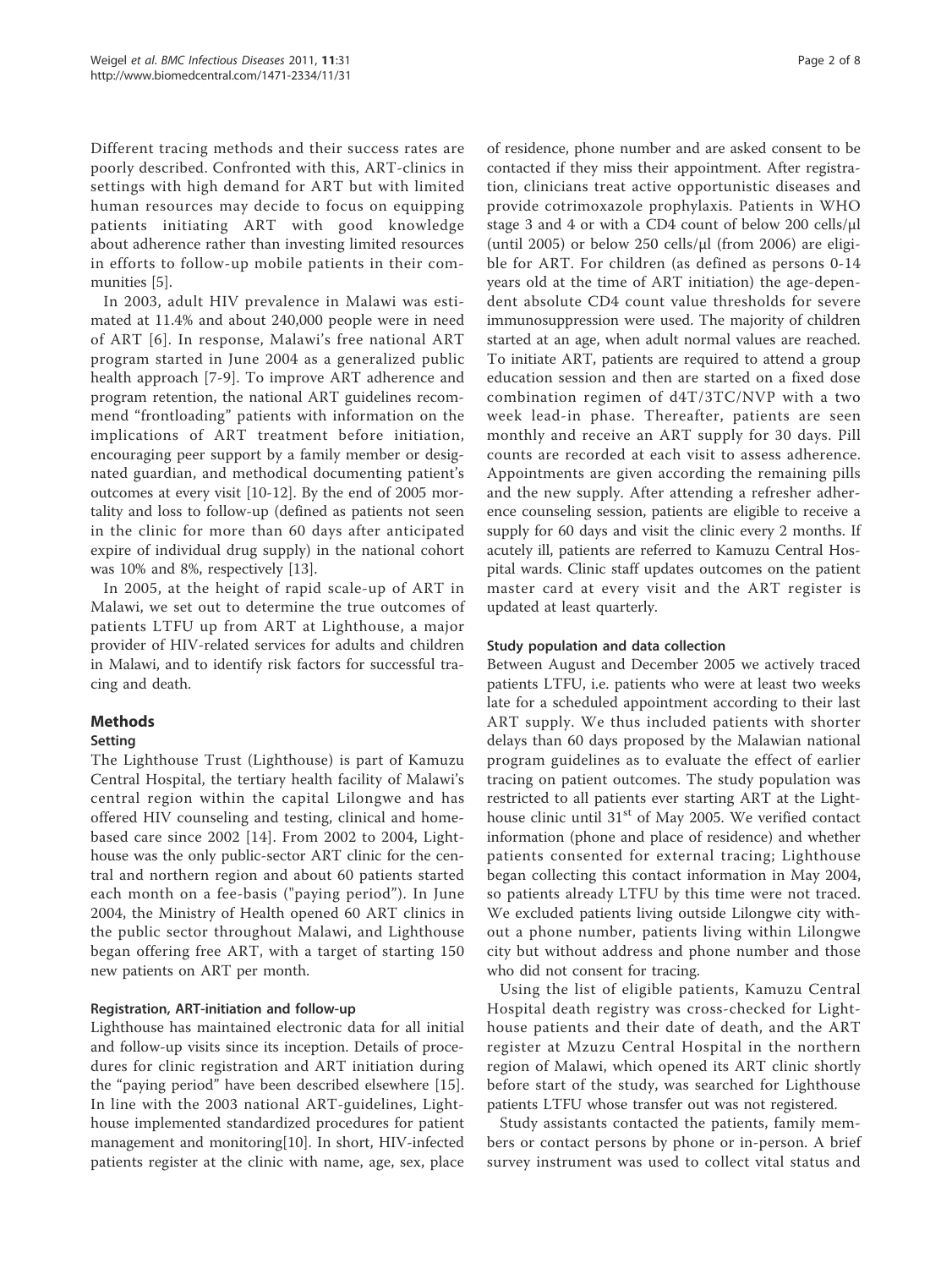Different tracing methods and their success rates are poorly described. Confronted with this, ART-clinics in settings with high demand for ART but with limited human resources may decide to focus on equipping patients initiating ART with good knowledge about adherence rather than investing limited resources in efforts to follow-up mobile patients in their communities [5].

In 2003, adult HIV prevalence in Malawi was estimated at 11.4% and about 240,000 people were in need of ART [6]. In response, Malawi's free national ART program started in June 2004 as a generalized public health approach [7-9]. To improve ART adherence and program retention, the national ART guidelines recommend "frontloading" patients with information on the implications of ART treatment before initiation, encouraging peer support by a family member or designated guardian, and methodical documenting patient's outcomes at every visit [10-12]. By the end of 2005 mortality and loss to follow-up (defined as patients not seen in the clinic for more than 60 days after anticipated expire of individual drug supply) in the national cohort was 10% and 8%, respectively [13].

In 2005, at the height of rapid scale-up of ART in Malawi, we set out to determine the true outcomes of patients LTFU up from ART at Lighthouse, a major provider of HIV-related services for adults and children in Malawi, and to identify risk factors for successful tracing and death.

## Methods

### Setting

The Lighthouse Trust (Lighthouse) is part of Kamuzu Central Hospital, the tertiary health facility of Malawi's central region within the capital Lilongwe and has offered HIV counseling and testing, clinical and home-based care since 2002 [14]. From 2002 to 2004, Lighthouse was the only public-sector ART clinic for the central and northern region and about 60 patients started each month on a fee-basis ("paying period"). In June 2004, the Ministry of Health opened 60 ART clinics in the public sector throughout Malawi, and Lighthouse began offering free ART, with a target of starting 150 new patients on ART per month.

### Registration, ART-initiation and follow-up

Lighthouse has maintained electronic data for all initial and follow-up visits since its inception. Details of procedures for clinic registration and ART initiation during the "paying period" have been described elsewhere [15]. In line with the 2003 national ART-guidelines, Lighthouse implemented standardized procedures for patient management and monitoring[10]. In short, HIV-infected patients register at the clinic with name, age, sex, place of residence, phone number and are asked consent to be contacted if they miss their appointment. After registration, clinicians treat active opportunistic diseases and provide cotrimoxazole prophylaxis. Patients in WHO stage 3 and 4 or with a CD4 count of below 200 cells/μl (until 2005) or below 250 cells/μl (from 2006) are eligible for ART. For children (as defined as persons 0-14 years old at the time of ART initiation) the age-dependent absolute CD4 count value thresholds for severe immunosuppression were used. The majority of children started at an age, when adult normal values are reached. To initiate ART, patients are required to attend a group education session and then are started on a fixed dose combination regimen of d4T/3TC/NVP with a two week lead-in phase. Thereafter, patients are seen monthly and receive an ART supply for 30 days. Pill counts are recorded at each visit to assess adherence. Appointments are given according the remaining pills and the new supply. After attending a refresher adherence counseling session, patients are eligible to receive a supply for 60 days and visit the clinic every 2 months. If acutely ill, patients are referred to Kamuzu Central Hospital wards. Clinic staff updates outcomes on the patient master card at every visit and the ART register is updated at least quarterly.

### Study population and data collection

Between August and December 2005 we actively traced patients LTFU, i.e. patients who were at least two weeks late for a scheduled appointment according to their last ART supply. We thus included patients with shorter delays than 60 days proposed by the Malawian national program guidelines as to evaluate the effect of earlier tracing on patient outcomes. The study population was restricted to all patients ever starting ART at the Lighthouse clinic until 31st of May 2005. We verified contact information (phone and place of residence) and whether patients consented for external tracing; Lighthouse began collecting this contact information in May 2004, so patients already LTFU by this time were not traced. We excluded patients living outside Lilongwe city without a phone number, patients living within Lilongwe city but without address and phone number and those who did not consent for tracing.

Using the list of eligible patients, Kamuzu Central Hospital death registry was cross-checked for Lighthouse patients and their date of death, and the ART register at Mzuzu Central Hospital in the northern region of Malawi, which opened its ART clinic shortly before start of the study, was searched for Lighthouse patients LTFU whose transfer out was not registered.

Study assistants contacted the patients, family members or contact persons by phone or in-person. A brief survey instrument was used to collect vital status and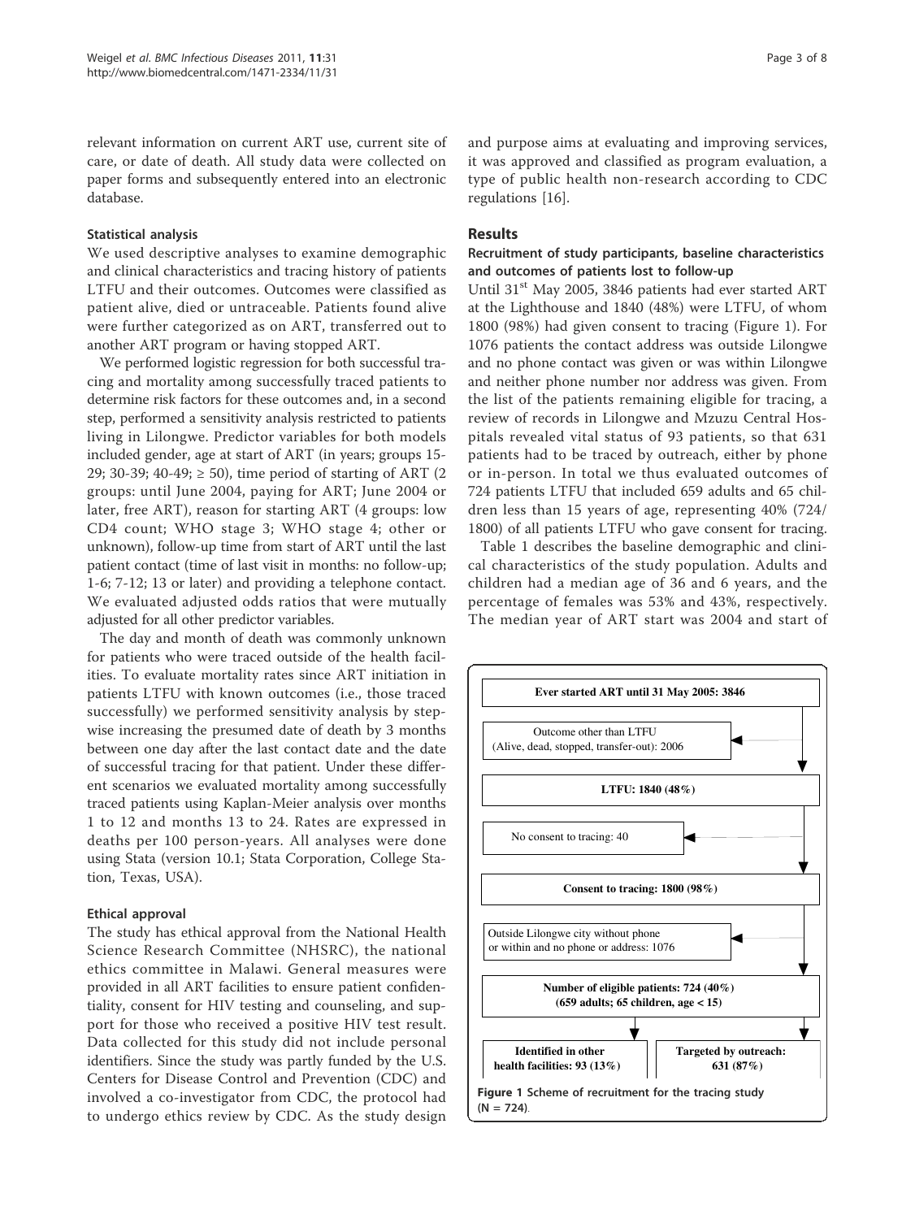relevant information on current ART use, current site of care, or date of death. All study data were collected on paper forms and subsequently entered into an electronic database.

### Statistical analysis

We used descriptive analyses to examine demographic and clinical characteristics and tracing history of patients LTFU and their outcomes. Outcomes were classified as patient alive, died or untraceable. Patients found alive were further categorized as on ART, transferred out to another ART program or having stopped ART.

We performed logistic regression for both successful tracing and mortality among successfully traced patients to determine risk factors for these outcomes and, in a second step, performed a sensitivity analysis restricted to patients living in Lilongwe. Predictor variables for both models included gender, age at start of ART (in years; groups 15-29; 30-39; 40-49; ≥ 50), time period of starting of ART (2 groups: until June 2004, paying for ART; June 2004 or later, free ART), reason for starting ART (4 groups: low CD4 count; WHO stage 3; WHO stage 4; other or unknown), follow-up time from start of ART until the last patient contact (time of last visit in months: no follow-up; 1-6; 7-12; 13 or later) and providing a telephone contact. We evaluated adjusted odds ratios that were mutually adjusted for all other predictor variables.

The day and month of death was commonly unknown for patients who were traced outside of the health facilities. To evaluate mortality rates since ART initiation in patients LTFU with known outcomes (i.e., those traced successfully) we performed sensitivity analysis by stepwise increasing the presumed date of death by 3 months between one day after the last contact date and the date of successful tracing for that patient. Under these different scenarios we evaluated mortality among successfully traced patients using Kaplan-Meier analysis over months 1 to 12 and months 13 to 24. Rates are expressed in deaths per 100 person-years. All analyses were done using Stata (version 10.1; Stata Corporation, College Station, Texas, USA).

### Ethical approval

The study has ethical approval from the National Health Science Research Committee (NHSRC), the national ethics committee in Malawi. General measures were provided in all ART facilities to ensure patient confidentiality, consent for HIV testing and counseling, and support for those who received a positive HIV test result. Data collected for this study did not include personal identifiers. Since the study was partly funded by the U.S. Centers for Disease Control and Prevention (CDC) and involved a co-investigator from CDC, the protocol had to undergo ethics review by CDC. As the study design and purpose aims at evaluating and improving services, it was approved and classified as program evaluation, a type of public health non-research according to CDC regulations [16].

## Results

### Recruitment of study participants, baseline characteristics and outcomes of patients lost to follow-up

Until 31[st] May 2005, 3846 patients had ever started ART at the Lighthouse and 1840 (48%) were LTFU, of whom 1800 (98%) had given consent to tracing (Figure 1). For 1076 patients the contact address was outside Lilongwe and no phone contact was given or was within Lilongwe and neither phone number nor address was given. From the list of the patients remaining eligible for tracing, a review of records in Lilongwe and Mzuzu Central Hospitals revealed vital status of 93 patients, so that 631 patients had to be traced by outreach, either by phone or in-person. In total we thus evaluated outcomes of 724 patients LTFU that included 659 adults and 65 children less than 15 years of age, representing 40% (724/1800) of all patients LTFU who gave consent for tracing.

Table 1 describes the baseline demographic and clinical characteristics of the study population. Adults and children had a median age of 36 and 6 years, and the percentage of females was 53% and 43%, respectively. The median year of ART start was 2004 and start of

Ever started ART until 31 May 2005: 3846

Outcome other than LTFU (Alive, dead, stopped, transfer-out): 2006

LTFU: 1840 (48%)

No consent to tracing: 40

Consent to tracing: 1800 (98%)

Outside Lilongwe city without phone or within and no phone or address: 1076

Number of eligible patients: 724 (40%) (659 adults; 65 children, age < 15)

Identified in other health facilities: 93 (13%)

Targeted by outreach: 631 (87%)

Figure 1 Scheme of recruitment for the tracing study (N = 724).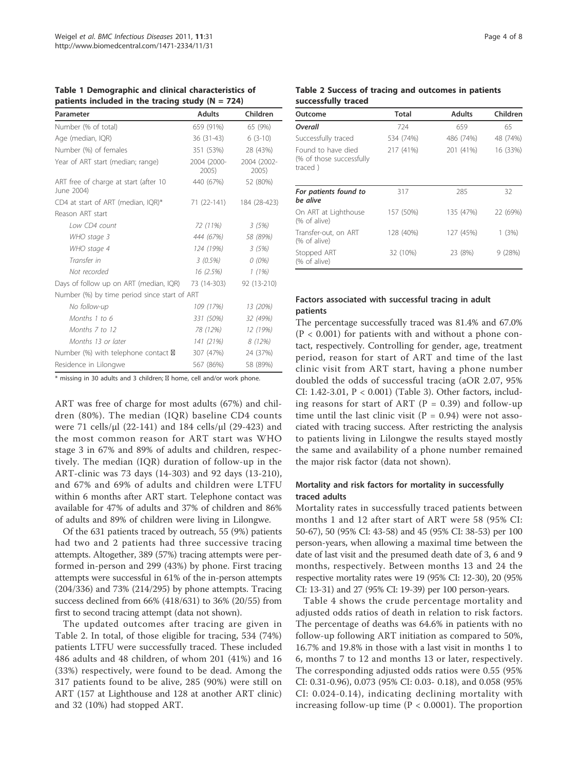**Table 1 Demographic and clinical characteristics of patients included in the tracing study (N = 724)**

| Parameter | Adults | Children |
|---|---|---|
| Number (% of total) | 659 (91%) | 65 (9%) |
| Age (median, IQR) | 36 (31-43) | 6 (3-10) |
| Number (%) of females | 351 (53%) | 28 (43%) |
| Year of ART start (median; range) | 2004 (2000-2005) | 2004 (2002-2005) |
| ART free of charge at start (after 10 June 2004) | 440 (67%) | 52 (80%) |
| CD4 at start of ART (median, IQR)* | 71 (22-141) | 184 (28-423) |
| Reason ART start | | |
| *Low CD4 count* | *72 (11%)* | *3 (5%)* |
| *WHO stage 3* | *444 (67%)* | *58 (89%)* |
| *WHO stage 4* | *124 (19%)* | *3 (5%)* |
| *Transfer in* | *3 (0.5%)* | *0 (0%)* |
| *Not recorded* | *16 (2.5%)* | *1 (1%)* |
| Days of follow up on ART (median, IQR) | 73 (14-303) | 92 (13-210) |
| Number (%) by time period since start of ART | | |
| *No follow-up* | *109 (17%)* | *13 (20%)* |
| *Months 1 to 6* | *331 (50%)* | *32 (49%)* |
| *Months 7 to 12* | *78 (12%)* | *12 (19%)* |
| *Months 13 or later* | *141 (21%)* | *8 (12%)* |
| Number (%) with telephone contact ¤ | 307 (47%) | 24 (37%) |
| Residence in Lilongwe | 567 (86%) | 58 (89%) |

* missing in 30 adults and 3 children; ¤ home, cell and/or work phone.

ART was free of charge for most adults (67%) and children (80%). The median (IQR) baseline CD4 counts were 71 cells/μl (22-141) and 184 cells/μl (29-423) and the most common reason for ART start was WHO stage 3 in 67% and 89% of adults and children, respectively. The median (IQR) duration of follow-up in the ART-clinic was 73 days (14-303) and 92 days (13-210), and 67% and 69% of adults and children were LTFU within 6 months after ART start. Telephone contact was available for 47% of adults and 37% of children and 86% of adults and 89% of children were living in Lilongwe.

Of the 631 patients traced by outreach, 55 (9%) patients had two and 2 patients had three successive tracing attempts. Altogether, 389 (57%) tracing attempts were performed in-person and 299 (43%) by phone. First tracing attempts were successful in 61% of the in-person attempts (204/336) and 73% (214/295) by phone attempts. Tracing success declined from 66% (418/631) to 36% (20/55) from first to second tracing attempt (data not shown).

The updated outcomes after tracing are given in Table 2. In total, of those eligible for tracing, 534 (74%) patients LTFU were successfully traced. These included 486 adults and 48 children, of whom 201 (41%) and 16 (33%) respectively, were found to be dead. Among the 317 patients found to be alive, 285 (90%) were still on ART (157 at Lighthouse and 128 at another ART clinic) and 32 (10%) had stopped ART.

**Table 2 Success of tracing and outcomes in patients successfully traced**

| Outcome | Total | Adults | Children |
|---|---|---|---|
| ***Overall*** | 724 | 659 | 65 |
| Successfully traced | 534 (74%) | 486 (74%) | 48 (74%) |
| Found to have died (% of those successfully traced ) | 217 (41%) | 201 (41%) | 16 (33%) |
| ***For patients found to be alive*** | 317 | 285 | 32 |
| On ART at Lighthouse (% of alive) | 157 (50%) | 135 (47%) | 22 (69%) |
| Transfer-out, on ART (% of alive) | 128 (40%) | 127 (45%) | 1 (3%) |
| Stopped ART (% of alive) | 32 (10%) | 23 (8%) | 9 (28%) |

### Factors associated with successful tracing in adult patients

The percentage successfully traced was 81.4% and 67.0% ($P < 0.001$) for patients with and without a phone contact, respectively. Controlling for gender, age, treatment period, reason for start of ART and time of the last clinic visit from ART start, having a phone number doubled the odds of successful tracing (aOR 2.07, 95% CI: 1.42-3.01, $P < 0.001$) (Table 3). Other factors, including reasons for start of ART ($P = 0.39$) and follow-up time until the last clinic visit ($P = 0.94$) were not associated with tracing success. After restricting the analysis to patients living in Lilongwe the results stayed mostly the same and availability of a phone number remained the major risk factor (data not shown).

### Mortality and risk factors for mortality in successfully traced adults

Mortality rates in successfully traced patients between months 1 and 12 after start of ART were 58 (95% CI: 50-67), 50 (95% CI: 43-58) and 45 (95% CI: 38-53) per 100 person-years, when allowing a maximal time between the date of last visit and the presumed death date of 3, 6 and 9 months, respectively. Between months 13 and 24 the respective mortality rates were 19 (95% CI: 12-30), 20 (95% CI: 13-31) and 27 (95% CI: 19-39) per 100 person-years.

Table 4 shows the crude percentage mortality and adjusted odds ratios of death in relation to risk factors. The percentage of deaths was 64.6% in patients with no follow-up following ART initiation as compared to 50%, 16.7% and 19.8% in those with a last visit in months 1 to 6, months 7 to 12 and months 13 or later, respectively. The corresponding adjusted odds ratios were 0.55 (95% CI: 0.31-0.96), 0.073 (95% CI: 0.03- 0.18), and 0.058 (95% CI: 0.024-0.14), indicating declining mortality with increasing follow-up time ($P < 0.0001$). The proportion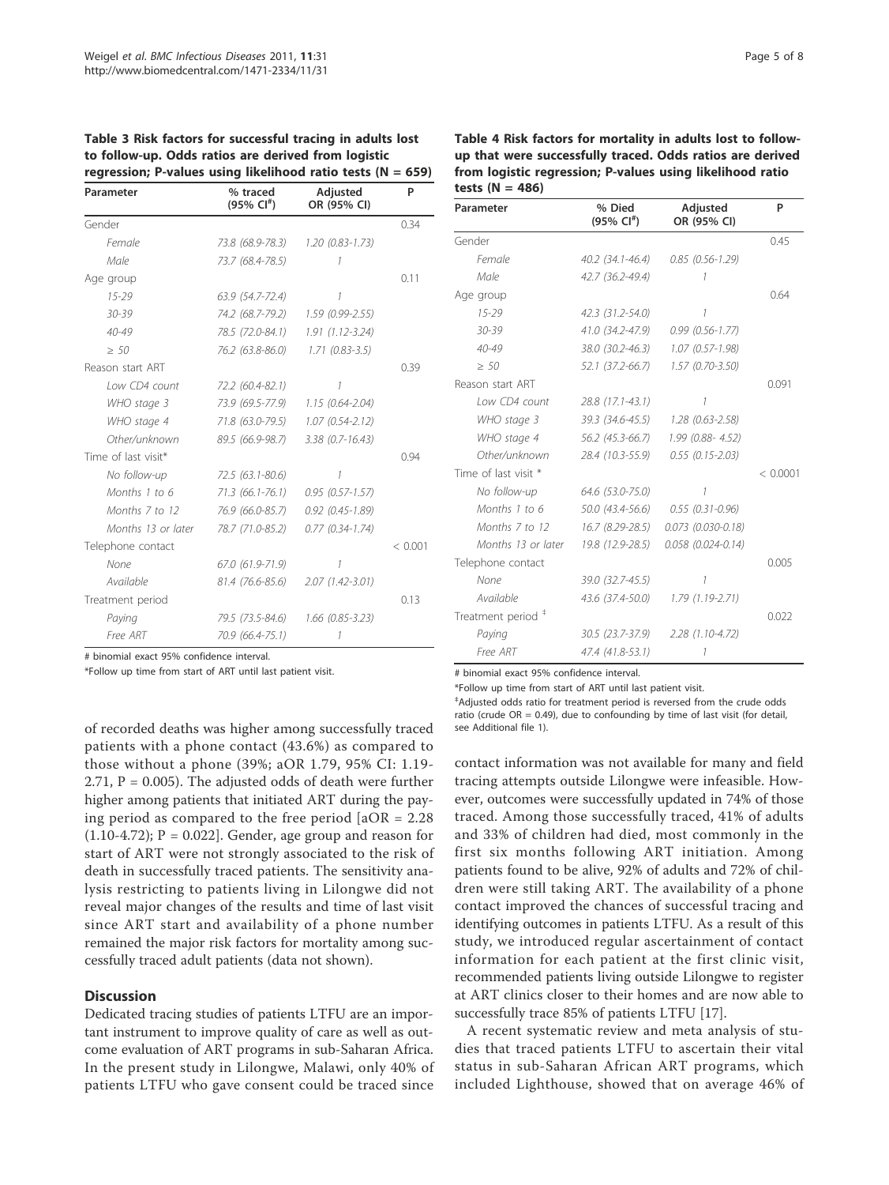**Table 3 Risk factors for successful tracing in adults lost to follow-up. Odds ratios are derived from logistic regression; P-values using likelihood ratio tests (N = 659)**

| Parameter | % traced (95% CI[#]) | Adjusted OR (95% CI) | P |
|---|---|---|---|
| Gender | | | 0.34 |
| *Female* | *73.8 (68.9-78.3)* | *1.20 (0.83-1.73)* | |
| *Male* | *73.7 (68.4-78.5)* | *1* | |
| Age group | | | 0.11 |
| *15-29* | *63.9 (54.7-72.4)* | *1* | |
| *30-39* | *74.2 (68.7-79.2)* | *1.59 (0.99-2.55)* | |
| *40-49* | *78.5 (72.0-84.1)* | *1.91 (1.12-3.24)* | |
| *≥ 50* | *76.2 (63.8-86.0)* | *1.71 (0.83-3.5)* | |
| Reason start ART | | | 0.39 |
| *Low CD4 count* | *72.2 (60.4-82.1)* | *1* | |
| *WHO stage 3* | *73.9 (69.5-77.9)* | *1.15 (0.64-2.04)* | |
| *WHO stage 4* | *71.8 (63.0-79.5)* | *1.07 (0.54-2.12)* | |
| *Other/unknown* | *89.5 (66.9-98.7)* | *3.38 (0.7-16.43)* | |
| Time of last visit* | | | 0.94 |
| *No follow-up* | *72.5 (63.1-80.6)* | *1* | |
| *Months 1 to 6* | *71.3 (66.1-76.1)* | *0.95 (0.57-1.57)* | |
| *Months 7 to 12* | *76.9 (66.0-85.7)* | *0.92 (0.45-1.89)* | |
| *Months 13 or later* | *78.7 (71.0-85.2)* | *0.77 (0.34-1.74)* | |
| Telephone contact | | | < 0.001 |
| *None* | *67.0 (61.9-71.9)* | *1* | |
| *Available* | *81.4 (76.6-85.6)* | *2.07 (1.42-3.01)* | |
| Treatment period | | | 0.13 |
| *Paying* | *79.5 (73.5-84.6)* | *1.66 (0.85-3.23)* | |
| *Free ART* | *70.9 (66.4-75.1)* | *1* | |

# binomial exact 95% confidence interval.

*Follow up time from start of ART until last patient visit.

**Table 4 Risk factors for mortality in adults lost to follow-up that were successfully traced. Odds ratios are derived from logistic regression; P-values using likelihood ratio tests (N = 486)**

| Parameter | % Died (95% CI[#]) | Adjusted OR (95% CI) | P |
|---|---|---|---|
| Gender | | | 0.45 |
| *Female* | *40.2 (34.1-46.4)* | *0.85 (0.56-1.29)* | |
| *Male* | *42.7 (36.2-49.4)* | *1* | |
| Age group | | | 0.64 |
| *15-29* | *42.3 (31.2-54.0)* | *1* | |
| *30-39* | *41.0 (34.2-47.9)* | *0.99 (0.56-1.77)* | |
| *40-49* | *38.0 (30.2-46.3)* | *1.07 (0.57-1.98)* | |
| *≥ 50* | *52.1 (37.2-66.7)* | *1.57 (0.70-3.50)* | |
| Reason start ART | | | 0.091 |
| *Low CD4 count* | *28.8 (17.1-43.1)* | *1* | |
| *WHO stage 3* | *39.3 (34.6-45.5)* | *1.28 (0.63-2.58)* | |
| *WHO stage 4* | *56.2 (45.3-66.7)* | *1.99 (0.88- 4.52)* | |
| *Other/unknown* | *28.4 (10.3-55.9)* | *0.55 (0.15-2.03)* | |
| Time of last visit * | | | < 0.0001 |
| *No follow-up* | *64.6 (53.0-75.0)* | *1* | |
| *Months 1 to 6* | *50.0 (43.4-56.6)* | *0.55 (0.31-0.96)* | |
| *Months 7 to 12* | *16.7 (8.29-28.5)* | *0.073 (0.030-0.18)* | |
| *Months 13 or later* | *19.8 (12.9-28.5)* | *0.058 (0.024-0.14)* | |
| Telephone contact | | | 0.005 |
| *None* | *39.0 (32.7-45.5)* | *1* | |
| *Available* | *43.6 (37.4-50.0)* | *1.79 (1.19-2.71)* | |
| Treatment period ‡ | | | 0.022 |
| *Paying* | *30.5 (23.7-37.9)* | *2.28 (1.10-4.72)* | |
| *Free ART* | *47.4 (41.8-53.1)* | *1* | |

# binomial exact 95% confidence interval.

*Follow up time from start of ART until last patient visit.

‡Adjusted odds ratio for treatment period is reversed from the crude odds ratio (crude OR = 0.49), due to confounding by time of last visit (for detail, see Additional file 1).

of recorded deaths was higher among successfully traced patients with a phone contact (43.6%) as compared to those without a phone (39%; aOR 1.79, 95% CI: 1.19-2.71, P = 0.005). The adjusted odds of death were further higher among patients that initiated ART during the paying period as compared to the free period [aOR = 2.28 (1.10-4.72); P = 0.022]. Gender, age group and reason for start of ART were not strongly associated to the risk of death in successfully traced patients. The sensitivity analysis restricting to patients living in Lilongwe did not reveal major changes of the results and time of last visit since ART start and availability of a phone number remained the major risk factors for mortality among successfully traced adult patients (data not shown).

## Discussion

Dedicated tracing studies of patients LTFU are an important instrument to improve quality of care as well as outcome evaluation of ART programs in sub-Saharan Africa. In the present study in Lilongwe, Malawi, only 40% of patients LTFU who gave consent could be traced since contact information was not available for many and field tracing attempts outside Lilongwe were infeasible. However, outcomes were successfully updated in 74% of those traced. Among those successfully traced, 41% of adults and 33% of children had died, most commonly in the first six months following ART initiation. Among patients found to be alive, 92% of adults and 72% of children were still taking ART. The availability of a phone contact improved the chances of successful tracing and identifying outcomes in patients LTFU. As a result of this study, we introduced regular ascertainment of contact information for each patient at the first clinic visit, recommended patients living outside Lilongwe to register at ART clinics closer to their homes and are now able to successfully trace 85% of patients LTFU [17].

A recent systematic review and meta analysis of studies that traced patients LTFU to ascertain their vital status in sub-Saharan African ART programs, which included Lighthouse, showed that on average 46% of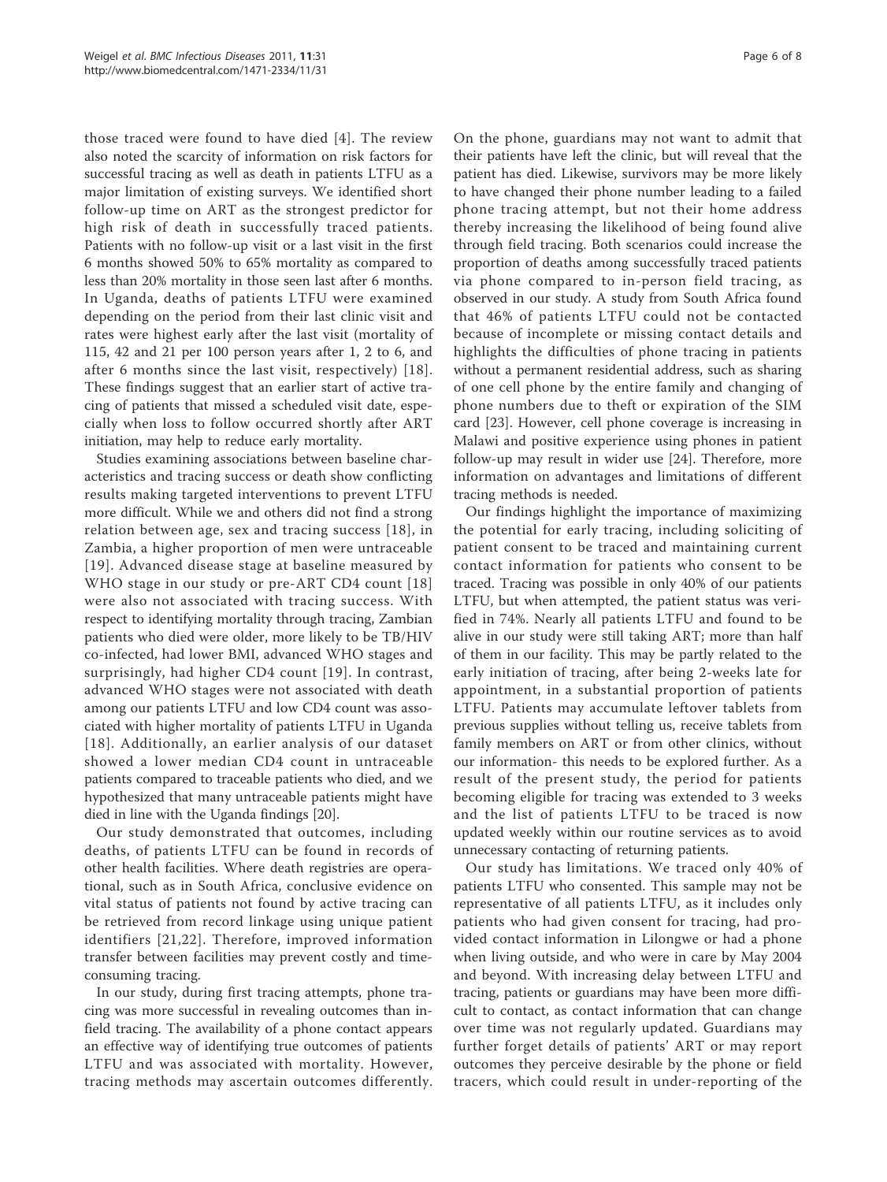those traced were found to have died [4]. The review also noted the scarcity of information on risk factors for successful tracing as well as death in patients LTFU as a major limitation of existing surveys. We identified short follow-up time on ART as the strongest predictor for high risk of death in successfully traced patients. Patients with no follow-up visit or a last visit in the first 6 months showed 50% to 65% mortality as compared to less than 20% mortality in those seen last after 6 months. In Uganda, deaths of patients LTFU were examined depending on the period from their last clinic visit and rates were highest early after the last visit (mortality of 115, 42 and 21 per 100 person years after 1, 2 to 6, and after 6 months since the last visit, respectively) [18]. These findings suggest that an earlier start of active tracing of patients that missed a scheduled visit date, especially when loss to follow occurred shortly after ART initiation, may help to reduce early mortality.

Studies examining associations between baseline characteristics and tracing success or death show conflicting results making targeted interventions to prevent LTFU more difficult. While we and others did not find a strong relation between age, sex and tracing success [18], in Zambia, a higher proportion of men were untraceable [19]. Advanced disease stage at baseline measured by WHO stage in our study or pre-ART CD4 count [18] were also not associated with tracing success. With respect to identifying mortality through tracing, Zambian patients who died were older, more likely to be TB/HIV co-infected, had lower BMI, advanced WHO stages and surprisingly, had higher CD4 count [19]. In contrast, advanced WHO stages were not associated with death among our patients LTFU and low CD4 count was associated with higher mortality of patients LTFU in Uganda [18]. Additionally, an earlier analysis of our dataset showed a lower median CD4 count in untraceable patients compared to traceable patients who died, and we hypothesized that many untraceable patients might have died in line with the Uganda findings [20].

Our study demonstrated that outcomes, including deaths, of patients LTFU can be found in records of other health facilities. Where death registries are operational, such as in South Africa, conclusive evidence on vital status of patients not found by active tracing can be retrieved from record linkage using unique patient identifiers [21,22]. Therefore, improved information transfer between facilities may prevent costly and time-consuming tracing.

In our study, during first tracing attempts, phone tracing was more successful in revealing outcomes than in-field tracing. The availability of a phone contact appears an effective way of identifying true outcomes of patients LTFU and was associated with mortality. However, tracing methods may ascertain outcomes differently. On the phone, guardians may not want to admit that their patients have left the clinic, but will reveal that the patient has died. Likewise, survivors may be more likely to have changed their phone number leading to a failed phone tracing attempt, but not their home address thereby increasing the likelihood of being found alive through field tracing. Both scenarios could increase the proportion of deaths among successfully traced patients via phone compared to in-person field tracing, as observed in our study. A study from South Africa found that 46% of patients LTFU could not be contacted because of incomplete or missing contact details and highlights the difficulties of phone tracing in patients without a permanent residential address, such as sharing of one cell phone by the entire family and changing of phone numbers due to theft or expiration of the SIM card [23]. However, cell phone coverage is increasing in Malawi and positive experience using phones in patient follow-up may result in wider use [24]. Therefore, more information on advantages and limitations of different tracing methods is needed.

Our findings highlight the importance of maximizing the potential for early tracing, including soliciting of patient consent to be traced and maintaining current contact information for patients who consent to be traced. Tracing was possible in only 40% of our patients LTFU, but when attempted, the patient status was verified in 74%. Nearly all patients LTFU and found to be alive in our study were still taking ART; more than half of them in our facility. This may be partly related to the early initiation of tracing, after being 2-weeks late for appointment, in a substantial proportion of patients LTFU. Patients may accumulate leftover tablets from previous supplies without telling us, receive tablets from family members on ART or from other clinics, without our information- this needs to be explored further. As a result of the present study, the period for patients becoming eligible for tracing was extended to 3 weeks and the list of patients LTFU to be traced is now updated weekly within our routine services as to avoid unnecessary contacting of returning patients.

Our study has limitations. We traced only 40% of patients LTFU who consented. This sample may not be representative of all patients LTFU, as it includes only patients who had given consent for tracing, had provided contact information in Lilongwe or had a phone when living outside, and who were in care by May 2004 and beyond. With increasing delay between LTFU and tracing, patients or guardians may have been more difficult to contact, as contact information that can change over time was not regularly updated. Guardians may further forget details of patients' ART or may report outcomes they perceive desirable by the phone or field tracers, which could result in under-reporting of the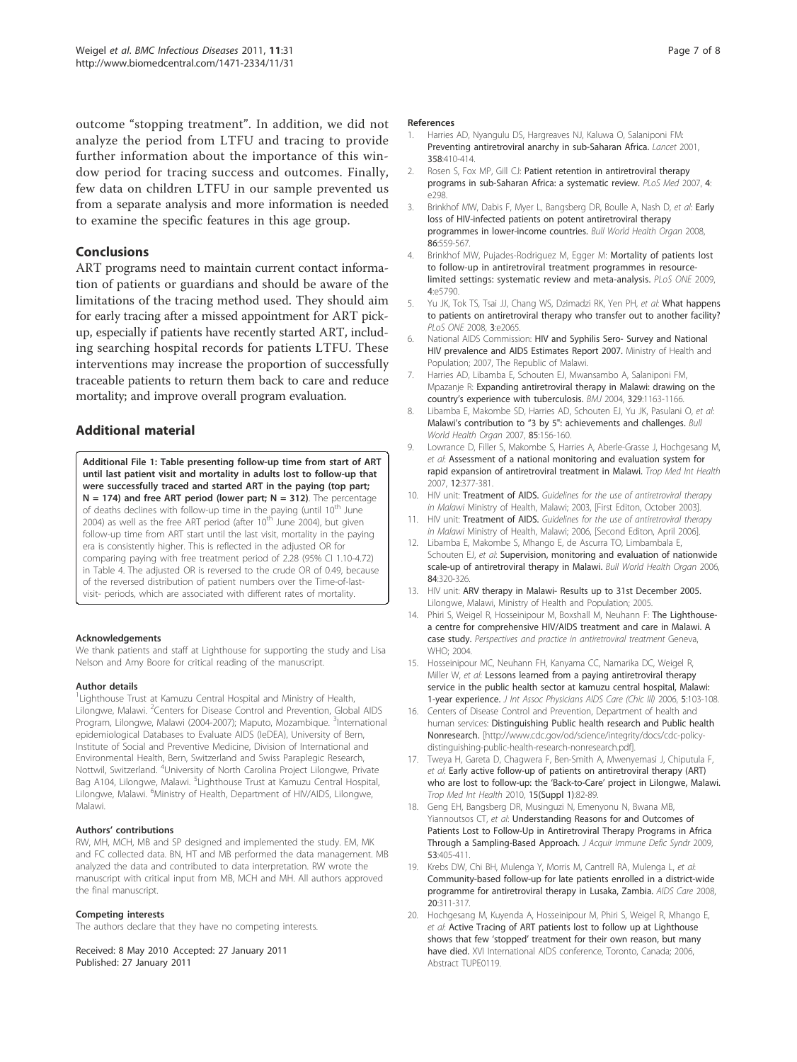outcome "stopping treatment". In addition, we did not analyze the period from LTFU and tracing to provide further information about the importance of this window period for tracing success and outcomes. Finally, few data on children LTFU in our sample prevented us from a separate analysis and more information is needed to examine the specific features in this age group.

## Conclusions

ART programs need to maintain current contact information of patients or guardians and should be aware of the limitations of the tracing method used. They should aim for early tracing after a missed appointment for ART pickup, especially if patients have recently started ART, including searching hospital records for patients LTFU. These interventions may increase the proportion of successfully traceable patients to return them back to care and reduce mortality; and improve overall program evaluation.

## Additional material

**Additional File 1: Table presenting follow-up time from start of ART until last patient visit and mortality in adults lost to follow-up that were successfully traced and started ART in the paying (top part; N = 174) and free ART period (lower part; N = 312)**. The percentage of deaths declines with follow-up time in the paying (until 10[th] June 2004) as well as the free ART period (after 10[th] June 2004), but given follow-up time from ART start until the last visit, mortality in the paying era is consistently higher. This is reflected in the adjusted OR for comparing paying with free treatment period of 2.28 (95% CI 1.10-4.72) in Table 4. The adjusted OR is reversed to the crude OR of 0.49, because of the reversed distribution of patient numbers over the Time-of-last-visit- periods, which are associated with different rates of mortality.

#### Acknowledgements

We thank patients and staff at Lighthouse for supporting the study and Lisa Nelson and Amy Boore for critical reading of the manuscript.

#### Author details

[1]Lighthouse Trust at Kamuzu Central Hospital and Ministry of Health, Lilongwe, Malawi. [2]Centers for Disease Control and Prevention, Global AIDS Program, Lilongwe, Malawi (2004-2007); Maputo, Mozambique. [3]International epidemiological Databases to Evaluate AIDS (IeDEA), University of Bern, Institute of Social and Preventive Medicine, Division of International and Environmental Health, Bern, Switzerland and Swiss Paraplegic Research, Nottwil, Switzerland. [4]University of North Carolina Project Lilongwe, Private Bag A104, Lilongwe, Malawi. [5]Lighthouse Trust at Kamuzu Central Hospital, Lilongwe, Malawi. [6]Ministry of Health, Department of HIV/AIDS, Lilongwe, Malawi.

#### Authors' contributions

RW, MH, MCH, MB and SP designed and implemented the study. EM, MK and FC collected data. BN, HT and MB performed the data management. MB analyzed the data and contributed to data interpretation. RW wrote the manuscript with critical input from MB, MCH and MH. All authors approved the final manuscript.

#### Competing interests

The authors declare that they have no competing interests.

Received: 8 May 2010 Accepted: 27 January 2011
Published: 27 January 2011

#### References

1. Harries AD, Nyangulu DS, Hargreaves NJ, Kaluwa O, Salaniponi FM: **Preventing antiretroviral anarchy in sub-Saharan Africa.** *Lancet* 2001, **358**:410-414.
2. Rosen S, Fox MP, Gill CJ: **Patient retention in antiretroviral therapy programs in sub-Saharan Africa: a systematic review.** *PLoS Med* 2007, **4**: e298.
3. Brinkhof MW, Dabis F, Myer L, Bangsberg DR, Boulle A, Nash D, *et al*: **Early loss of HIV-infected patients on potent antiretroviral therapy programmes in lower-income countries.** *Bull World Health Organ* 2008, **86**:559-567.
4. Brinkhof MW, Pujades-Rodriguez M, Egger M: **Mortality of patients lost to follow-up in antiretroviral treatment programmes in resource-limited settings: systematic review and meta-analysis.** *PLoS ONE* 2009, **4**:e5790.
5. Yu JK, Tok TS, Tsai JJ, Chang WS, Dzimadzi RK, Yen PH, *et al*: **What happens to patients on antiretroviral therapy who transfer out to another facility?** *PLoS ONE* 2008, **3**:e2065.
6. National AIDS Commission: **HIV and Syphilis Sero- Survey and National HIV prevalence and AIDS Estimates Report 2007.** Ministry of Health and Population; 2007, The Republic of Malawi.
7. Harries AD, Libamba E, Schouten EJ, Mwansambo A, Salaniponi FM, Mpazanje R: **Expanding antiretroviral therapy in Malawi: drawing on the country's experience with tuberculosis.** *BMJ* 2004, **329**:1163-1166.
8. Libamba E, Makombe SD, Harries AD, Schouten EJ, Yu JK, Pasulani O, *et al*: **Malawi's contribution to "3 by 5": achievements and challenges.** *Bull World Health Organ* 2007, **85**:156-160.
9. Lowrance D, Filler S, Makombe S, Harries A, Aberle-Grasse J, Hochgesang M, *et al*: **Assessment of a national monitoring and evaluation system for rapid expansion of antiretroviral treatment in Malawi.** *Trop Med Int Health* 2007, **12**:377-381.
10. HIV unit: **Treatment of AIDS.** *Guidelines for the use of antiretroviral therapy in Malawi* Ministry of Health, Malawi; 2003, [First Editon, October 2003].
11. HIV unit: **Treatment of AIDS.** *Guidelines for the use of antiretroviral therapy in Malawi* Ministry of Health, Malawi; 2006, [Second Editon, April 2006].
12. Libamba E, Makombe S, Mhango E, de Ascurra TO, Limbambala E, Schouten EJ, *et al*: **Supervision, monitoring and evaluation of nationwide scale-up of antiretroviral therapy in Malawi.** *Bull World Health Organ* 2006, **84**:320-326.
13. HIV unit: **ARV therapy in Malawi- Results up to 31st December 2005.** Lilongwe, Malawi, Ministry of Health and Population; 2005.
14. Phiri S, Weigel R, Hosseinipour M, Boxshall M, Neuhann F: **The Lighthouse- a centre for comprehensive HIV/AIDS treatment and care in Malawi. A case study.** *Perspectives and practice in antiretroviral treatment* Geneva, WHO; 2004.
15. Hosseinipour MC, Neuhann FH, Kanyama CC, Namarika DC, Weigel R, Miller W, *et al*: **Lessons learned from a paying antiretroviral therapy service in the public health sector at kamuzu central hospital, Malawi: 1-year experience.** *J Int Assoc Physicians AIDS Care (Chic Ill)* 2006, **5**:103-108.
16. Centers of Disease Control and Prevention, Department of health and human services: **Distinguishing Public health research and Public health Nonresearch.** [http://www.cdc.gov/od/science/integrity/docs/cdc-policy-distinguishing-public-health-research-nonresearch.pdf].
17. Tweya H, Gareta D, Chagwera F, Ben-Smith A, Mwenyemasi J, Chiputula F, *et al*: **Early active follow-up of patients on antiretroviral therapy (ART) who are lost to follow-up: the 'Back-to-Care' project in Lilongwe, Malawi.** *Trop Med Int Health* 2010, **15(Suppl 1)**:82-89.
18. Geng EH, Bangsberg DR, Musinguzi N, Emenyonu N, Bwana MB, Yiannoutsos CT, *et al*: **Understanding Reasons for and Outcomes of Patients Lost to Follow-Up in Antiretroviral Therapy Programs in Africa Through a Sampling-Based Approach.** *J Acquir Immune Defic Syndr* 2009, **53**:405-411.
19. Krebs DW, Chi BH, Mulenga Y, Morris M, Cantrell RA, Mulenga L, *et al*: **Community-based follow-up for late patients enrolled in a district-wide programme for antiretroviral therapy in Lusaka, Zambia.** *AIDS Care* 2008, **20**:311-317.
20. Hochgesang M, Kuyenda A, Hosseinipour M, Phiri S, Weigel R, Mhango E, *et al*: **Active Tracing of ART patients lost to follow up at Lighthouse shows that few 'stopped' treatment for their own reason, but many have died.** XVI International AIDS conference, Toronto, Canada; 2006, Abstract TUPE0119.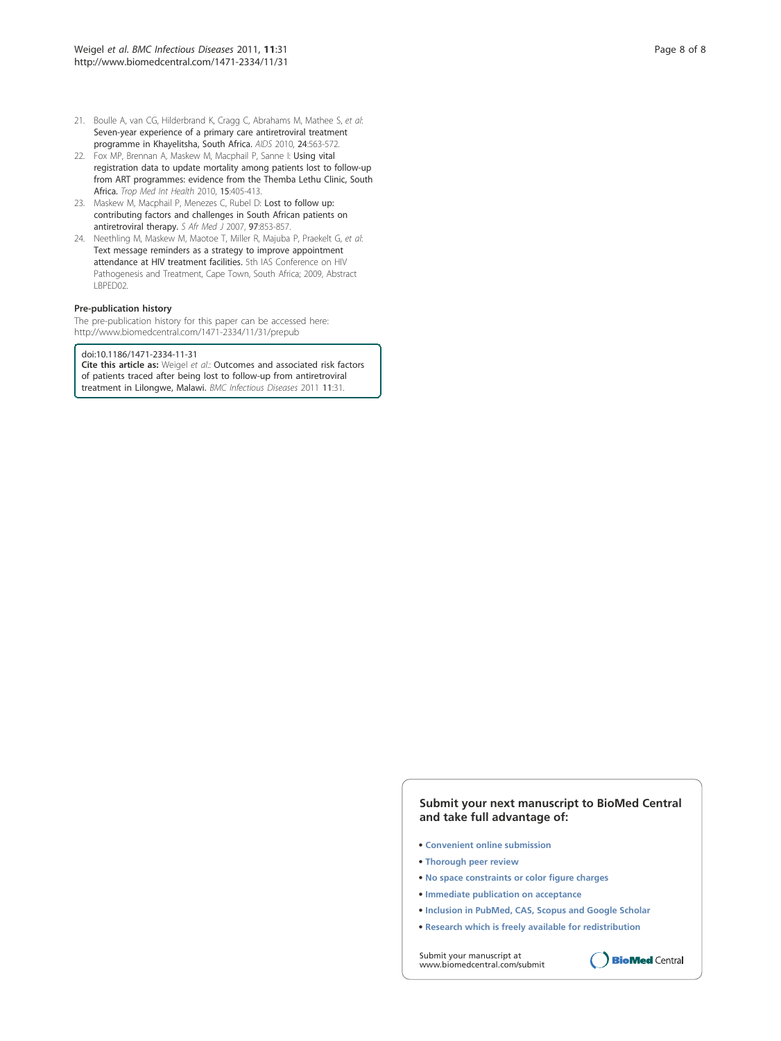21. Boulle A, van CG, Hilderbrand K, Cragg C, Abrahams M, Mathee S, *et al*: Seven-year experience of a primary care antiretroviral treatment programme in Khayelitsha, South Africa. *AIDS* 2010, **24**:563-572.
22. Fox MP, Brennan A, Maskew M, Macphail P, Sanne I: Using vital registration data to update mortality among patients lost to follow-up from ART programmes: evidence from the Themba Lethu Clinic, South Africa. *Trop Med Int Health* 2010, **15**:405-413.
23. Maskew M, Macphail P, Menezes C, Rubel D: Lost to follow up: contributing factors and challenges in South African patients on antiretroviral therapy. *S Afr Med J* 2007, **97**:853-857.
24. Neethling M, Maskew M, Maotoe T, Miller R, Majuba P, Praekelt G, *et al*: Text message reminders as a strategy to improve appointment attendance at HIV treatment facilities. 5th IAS Conference on HIV Pathogenesis and Treatment, Cape Town, South Africa; 2009, Abstract LBPED02.

#### Pre-publication history

The pre-publication history for this paper can be accessed here: http://www.biomedcentral.com/1471-2334/11/31/prepub

doi:10.1186/1471-2334-11-31

**Cite this article as:** Weigel *et al.*: Outcomes and associated risk factors of patients traced after being lost to follow-up from antiretroviral treatment in Lilongwe, Malawi. *BMC Infectious Diseases* 2011 **11**:31.

**Submit your next manuscript to BioMed Central and take full advantage of:**

- **Convenient online submission**
- **Thorough peer review**
- **No space constraints or color figure charges**
- **Immediate publication on acceptance**
- **Inclusion in PubMed, CAS, Scopus and Google Scholar**
- **Research which is freely available for redistribution**

Submit your manuscript at www.biomedcentral.com/submit

BioMed Central